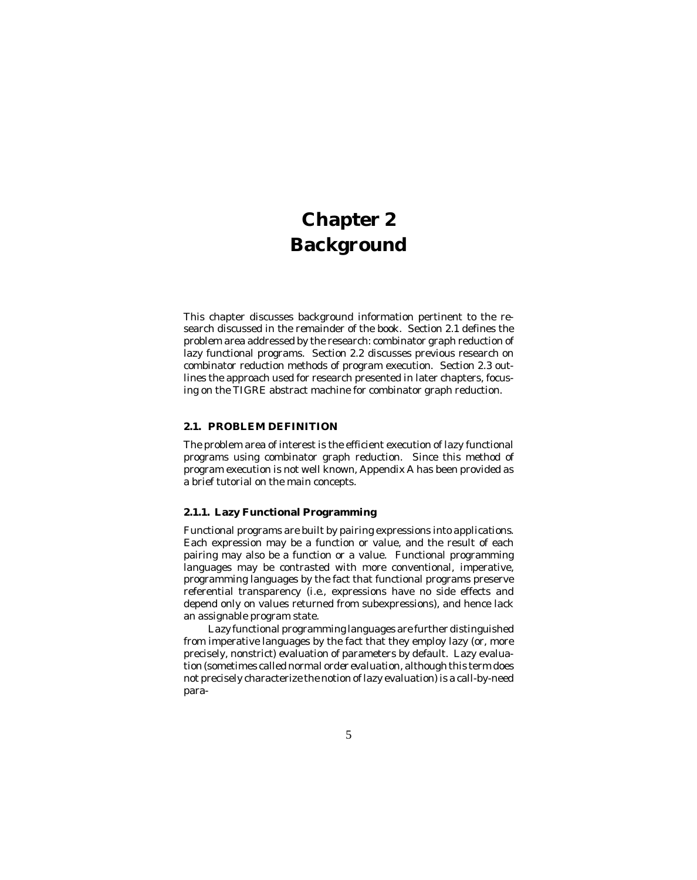# Chapter 2
# Background

This chapter discusses background information pertinent to the research discussed in the remainder of the book. Section 2.1 defines the problem area addressed by the research: combinator graph reduction of lazy functional programs. Section 2.2 discusses previous research on combinator reduction methods of program execution. Section 2.3 outlines the approach used for research presented in later chapters, focusing on the TIGRE abstract machine for combinator graph reduction.

## 2.1. PROBLEM DEFINITION

The problem area of interest is the efficient execution of lazy functional programs using combinator graph reduction. Since this method of program execution is not well known, Appendix A has been provided as a brief tutorial on the main concepts.

### 2.1.1. Lazy Functional Programming

Functional programs are built by pairing expressions into applications. Each expression may be a function or value, and the result of each pairing may also be a function or a value. Functional programming languages may be contrasted with more conventional, imperative, programming languages by the fact that functional programs preserve referential transparency (i.e., expressions have no side effects and depend only on values returned from subexpressions), and hence lack an assignable program state.

Lazy functional programming languages are further distinguished from imperative languages by the fact that they employ lazy (or, more precisely, nonstrict) evaluation of parameters by default. Lazy evaluation (sometimes called normal order evaluation, although this term does not precisely characterize the notion of lazy evaluation) is a call-by-need para-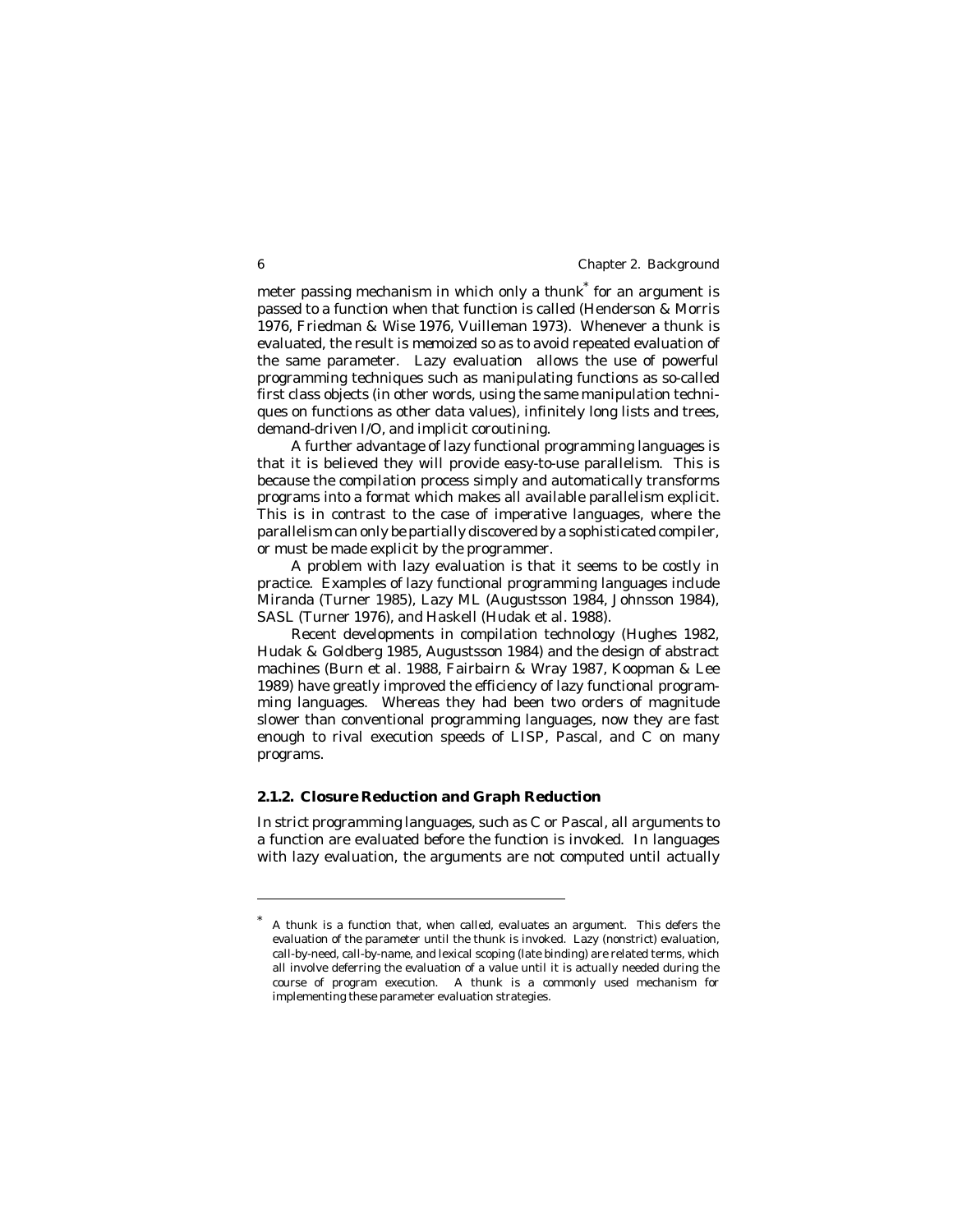meter passing mechanism in which only a thunk* for an argument is passed to a function when that function is called (Henderson & Morris 1976, Friedman & Wise 1976, Vuilleman 1973). Whenever a thunk is evaluated, the result is *memoized* so as to avoid repeated evaluation of the same parameter. Lazy evaluation allows the use of powerful programming techniques such as manipulating functions as so-called first class objects (in other words, using the same manipulation techniques on functions as other data values), infinitely long lists and trees, demand-driven I/O, and implicit coroutining.

A further advantage of lazy functional programming languages is that it is believed they will provide easy-to-use parallelism. This is because the compilation process simply and automatically transforms programs into a format which makes all available parallelism explicit. This is in contrast to the case of imperative languages, where the parallelism can only be partially discovered by a sophisticated compiler, or must be made explicit by the programmer.

A problem with lazy evaluation is that it seems to be costly in practice. Examples of lazy functional programming languages include Miranda (Turner 1985), Lazy ML (Augustsson 1984, Johnsson 1984), SASL (Turner 1976), and Haskell (Hudak et al. 1988).

Recent developments in compilation technology (Hughes 1982, Hudak & Goldberg 1985, Augustsson 1984) and the design of abstract machines (Burn et al. 1988, Fairbairn & Wray 1987, Koopman & Lee 1989) have greatly improved the efficiency of lazy functional programming languages. Whereas they had been two orders of magnitude slower than conventional programming languages, now they are fast enough to rival execution speeds of LISP, Pascal, and C on many programs.

### 2.1.2. Closure Reduction and Graph Reduction

In strict programming languages, such as C or Pascal, all arguments to a function are evaluated before the function is invoked. In languages with lazy evaluation, the arguments are not computed until actually

---

* A thunk is a function that, when called, evaluates an argument. This defers the evaluation of the parameter until the thunk is invoked. Lazy (nonstrict) evaluation, call-by-need, call-by-name, and lexical scoping (late binding) are related terms, which all involve deferring the evaluation of a value until it is actually needed during the course of program execution. A thunk is a commonly used mechanism for implementing these parameter evaluation strategies.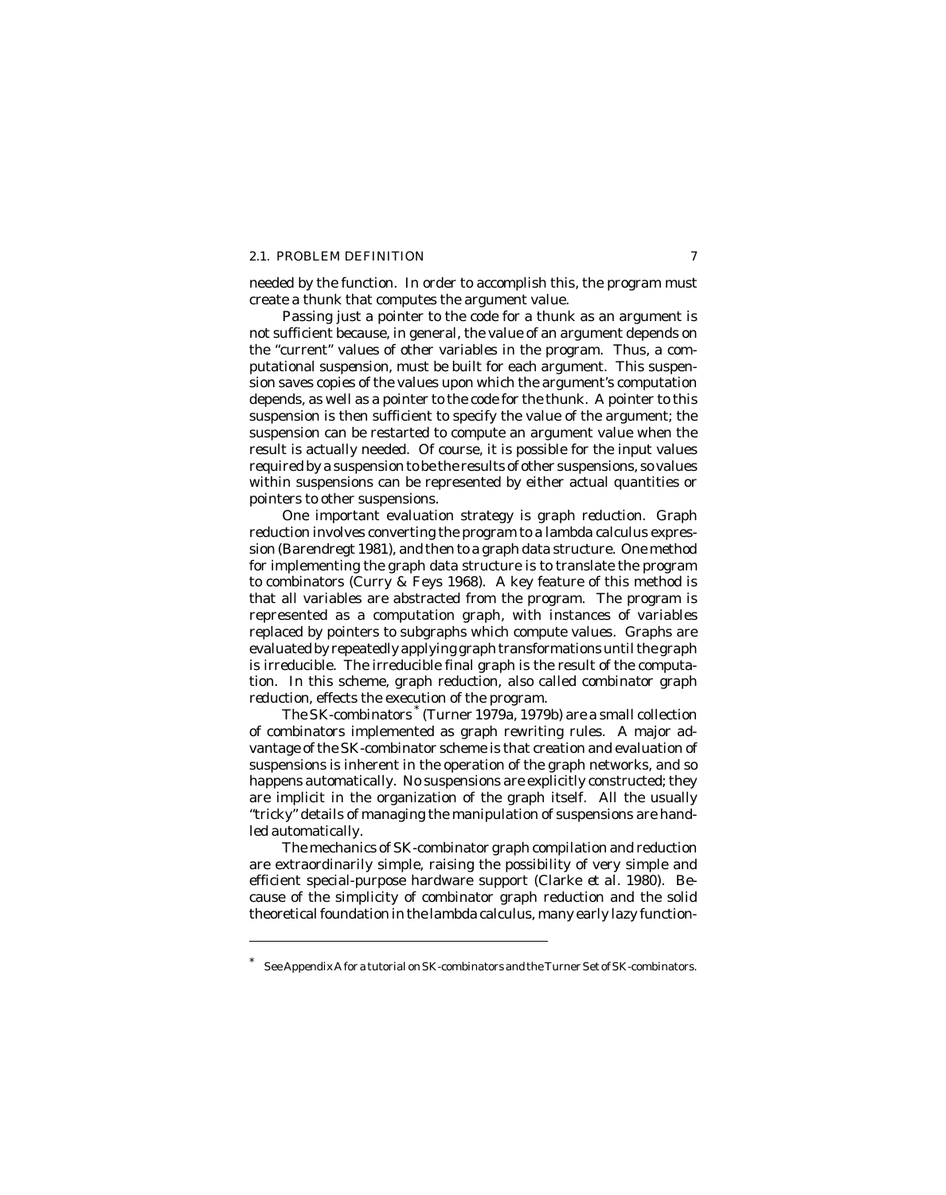needed by the function. In order to accomplish this, the program must create a thunk that computes the argument value.

Passing just a pointer to the code for a thunk as an argument is not sufficient because, in general, the value of an argument depends on the "current" values of other variables in the program. Thus, a computational suspension, must be built for each argument. This suspension saves copies of the values upon which the argument's computation depends, as well as a pointer to the code for the thunk. A pointer to this suspension is then sufficient to specify the value of the argument; the suspension can be restarted to compute an argument value when the result is actually needed. Of course, it is possible for the input values required by a suspension to be the results of other suspensions, so values within suspensions can be represented by either actual quantities or pointers to other suspensions.

One important evaluation strategy is graph reduction. Graph reduction involves converting the program to a lambda calculus expression (Barendregt 1981), and then to a graph data structure. One method for implementing the graph data structure is to translate the program to combinators (Curry & Feys 1968). A key feature of this method is that all variables are abstracted from the program. The program is represented as a computation graph, with instances of variables replaced by pointers to subgraphs which compute values. Graphs are evaluated by repeatedly applying graph transformations until the graph is irreducible. The irreducible final graph is the result of the computation. In this scheme, graph reduction, also called combinator graph reduction, effects the execution of the program.

The SK-combinators* (Turner 1979a, 1979b) are a small collection of combinators implemented as graph rewriting rules. A major advantage of the SK-combinator scheme is that creation and evaluation of suspensions is inherent in the operation of the graph networks, and so happens automatically. No suspensions are explicitly constructed; they are implicit in the organization of the graph itself. All the usually "tricky" details of managing the manipulation of suspensions are handled automatically.

The mechanics of SK-combinator graph compilation and reduction are extraordinarily simple, raising the possibility of very simple and efficient special-purpose hardware support (Clarke *et al.* 1980). Because of the simplicity of combinator graph reduction and the solid theoretical foundation in the lambda calculus, many early lazy function-

---

* See Appendix A for a tutorial on SK-combinators and the Turner Set of SK-combinators.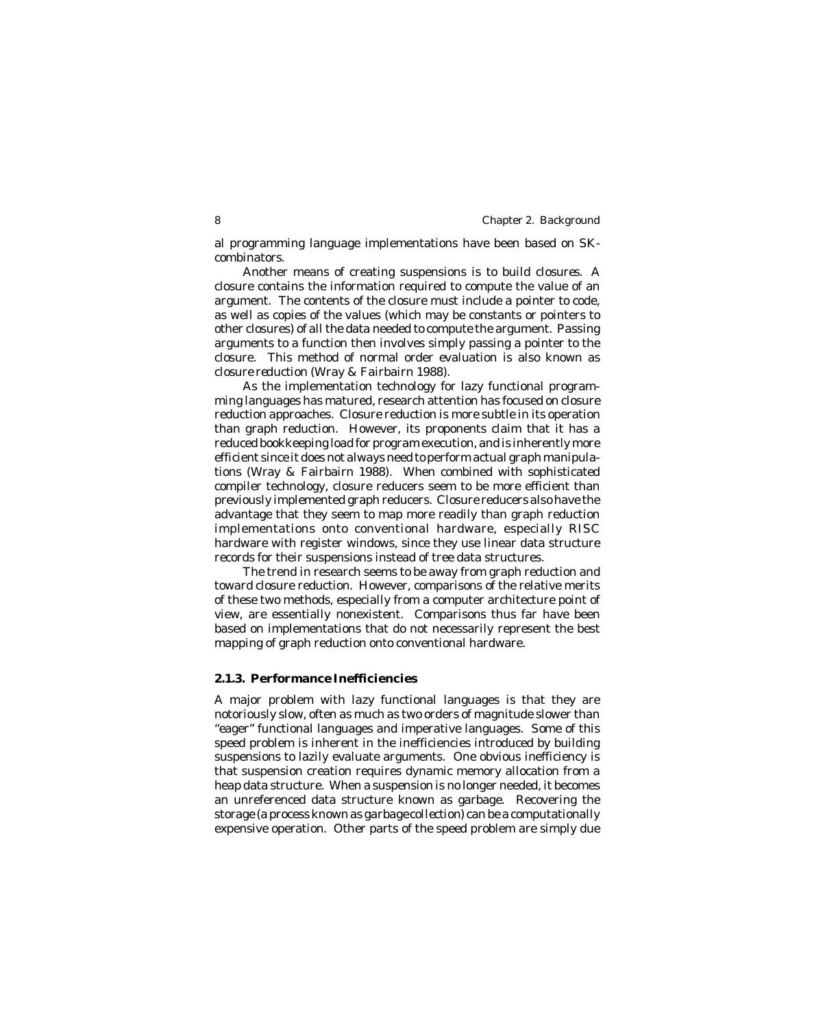al programming language implementations have been based on SK-combinators.

Another means of creating suspensions is to build closures. A closure contains the information required to compute the value of an argument. The contents of the closure must include a pointer to code, as well as copies of the values (which may be constants or pointers to other closures) of all the data needed to compute the argument. Passing arguments to a function then involves simply passing a pointer to the closure. This method of normal order evaluation is also known as *closure reduction* (Wray & Fairbairn 1988).

As the implementation technology for lazy functional programming languages has matured, research attention has focused on closure reduction approaches. Closure reduction is more subtle in its operation than graph reduction. However, its proponents claim that it has a reduced bookkeeping load for program execution, and is inherently more efficient since it does not always need to perform actual graph manipulations (Wray & Fairbairn 1988). When combined with sophisticated compiler technology, closure reducers seem to be more efficient than previously implemented graph reducers. Closure reducers also have the advantage that they seem to map more readily than graph reduction implementations onto conventional hardware, especially RISC hardware with register windows, since they use linear data structure records for their suspensions instead of tree data structures.

The trend in research seems to be away from graph reduction and toward closure reduction. However, comparisons of the relative merits of these two methods, especially from a computer architecture point of view, are essentially nonexistent. Comparisons thus far have been based on implementations that do not necessarily represent the best mapping of graph reduction onto conventional hardware.

### 2.1.3. Performance Inefficiencies

A major problem with lazy functional languages is that they are notoriously slow, often as much as two orders of magnitude slower than "eager" functional languages and imperative languages. Some of this speed problem is inherent in the inefficiencies introduced by building suspensions to lazily evaluate arguments. One obvious inefficiency is that suspension creation requires dynamic memory allocation from a heap data structure. When a suspension is no longer needed, it becomes an unreferenced data structure known as garbage. Recovering the storage (a process known as *garbage collection*) can be a computationally expensive operation. Other parts of the speed problem are simply due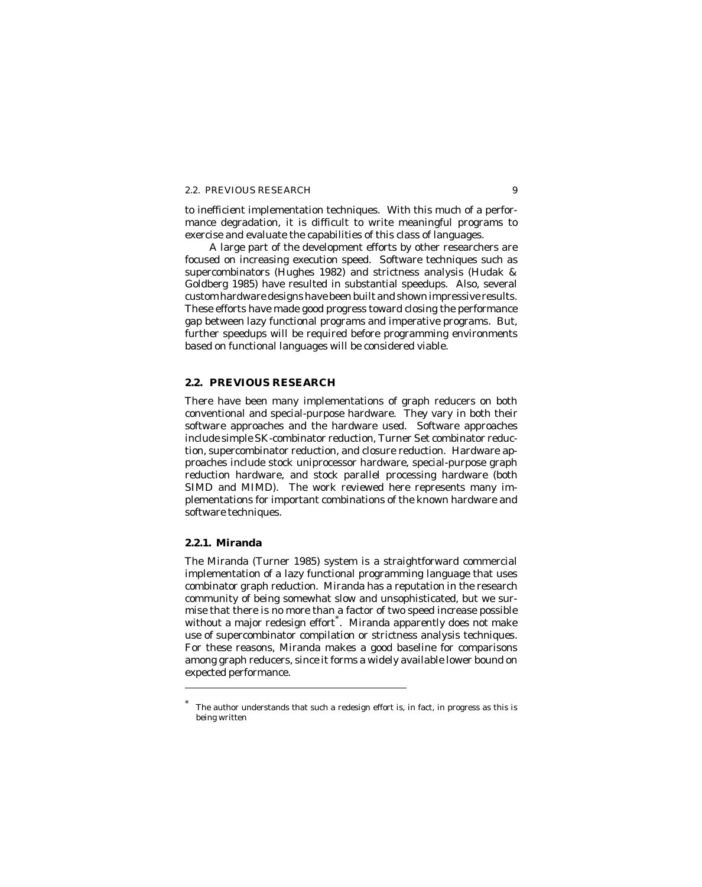to inefficient implementation techniques. With this much of a performance degradation, it is difficult to write meaningful programs to exercise and evaluate the capabilities of this class of languages.

A large part of the development efforts by other researchers are focused on increasing execution speed. Software techniques such as supercombinators (Hughes 1982) and strictness analysis (Hudak & Goldberg 1985) have resulted in substantial speedups. Also, several custom hardware designs have been built and shown impressive results. These efforts have made good progress toward closing the performance gap between lazy functional programs and imperative programs. But, further speedups will be required before programming environments based on functional languages will be considered viable.

## 2.2. PREVIOUS RESEARCH

There have been many implementations of graph reducers on both conventional and special-purpose hardware. They vary in both their software approaches and the hardware used. Software approaches include simple SK-combinator reduction, Turner Set combinator reduction, supercombinator reduction, and closure reduction. Hardware approaches include stock uniprocessor hardware, special-purpose graph reduction hardware, and stock parallel processing hardware (both SIMD and MIMD). The work reviewed here represents many implementations for important combinations of the known hardware and software techniques.

### 2.2.1. Miranda

The Miranda (Turner 1985) system is a straightforward commercial implementation of a lazy functional programming language that uses combinator graph reduction. Miranda has a reputation in the research community of being somewhat slow and unsophisticated, but we surmise that there is no more than a factor of two speed increase possible without a major redesign effort*. Miranda apparently does not make use of supercombinator compilation or strictness analysis techniques. For these reasons, Miranda makes a good baseline for comparisons among graph reducers, since it forms a widely available lower bound on expected performance.

---

* The author understands that such a redesign effort is, in fact, in progress as this is being written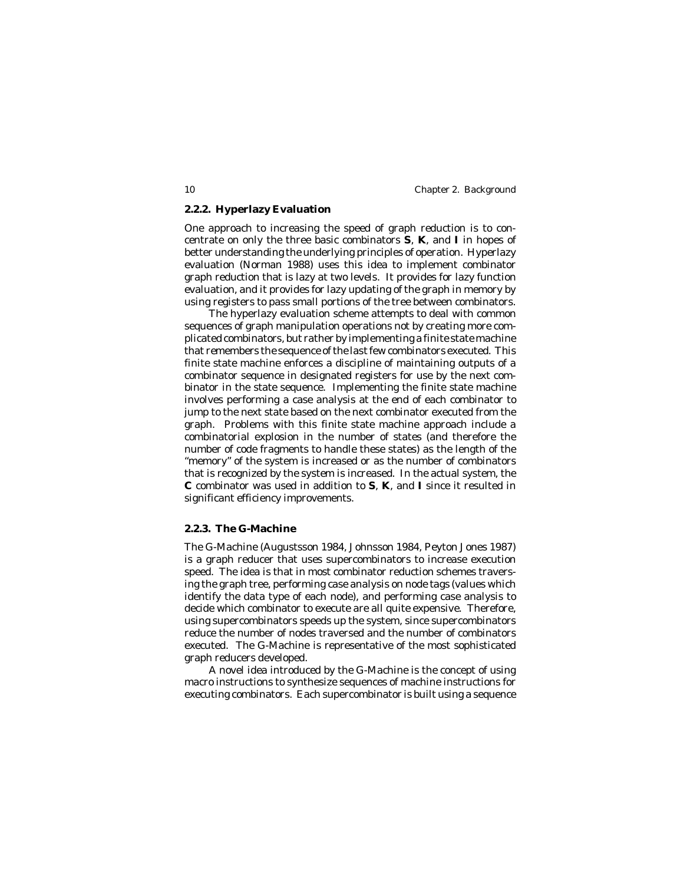### 2.2.2. Hyperlazy Evaluation

One approach to increasing the speed of graph reduction is to concentrate on only the three basic combinators **S**, **K**, and **I** in hopes of better understanding the underlying principles of operation. Hyperlazy evaluation (Norman 1988) uses this idea to implement combinator graph reduction that is lazy at two levels. It provides for lazy function evaluation, and it provides for lazy updating of the graph in memory by using registers to pass small portions of the tree between combinators.

The hyperlazy evaluation scheme attempts to deal with common sequences of graph manipulation operations not by creating more complicated combinators, but rather by implementing a finite state machine that remembers the sequence of the last few combinators executed. This finite state machine enforces a discipline of maintaining outputs of a combinator sequence in designated registers for use by the next combinator in the state sequence. Implementing the finite state machine involves performing a case analysis at the end of each combinator to jump to the next state based on the next combinator executed from the graph. Problems with this finite state machine approach include a combinatorial explosion in the number of states (and therefore the number of code fragments to handle these states) as the length of the "memory" of the system is increased or as the number of combinators that is recognized by the system is increased. In the actual system, the **C** combinator was used in addition to **S**, **K**, and **I** since it resulted in significant efficiency improvements.

### 2.2.3. The G-Machine

The G-Machine (Augustsson 1984, Johnsson 1984, Peyton Jones 1987) is a graph reducer that uses supercombinators to increase execution speed. The idea is that in most combinator reduction schemes traversing the graph tree, performing case analysis on node tags (values which identify the data type of each node), and performing case analysis to decide which combinator to execute are all quite expensive. Therefore, using supercombinators speeds up the system, since supercombinators reduce the number of nodes traversed and the number of combinators executed. The G-Machine is representative of the most sophisticated graph reducers developed.

A novel idea introduced by the G-Machine is the concept of using macro instructions to synthesize sequences of machine instructions for executing combinators. Each supercombinator is built using a sequence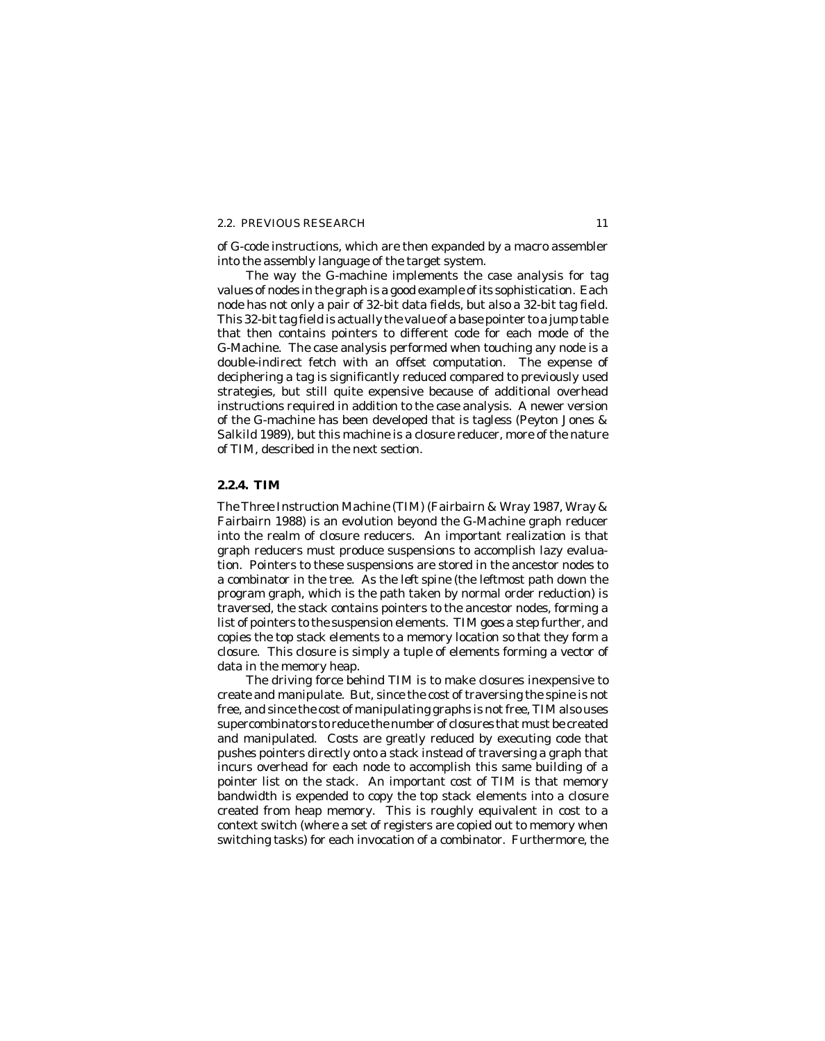of G-code instructions, which are then expanded by a macro assembler into the assembly language of the target system.

The way the G-machine implements the case analysis for tag values of nodes in the graph is a good example of its sophistication. Each node has not only a pair of 32-bit data fields, but also a 32-bit tag field. This 32-bit tag field is actually the value of a base pointer to a jump table that then contains pointers to different code for each mode of the G-Machine. The case analysis performed when touching any node is a double-indirect fetch with an offset computation. The expense of deciphering a tag is significantly reduced compared to previously used strategies, but still quite expensive because of additional overhead instructions required in addition to the case analysis. A newer version of the G-machine has been developed that is tagless (Peyton Jones & Salkild 1989), but this machine is a closure reducer, more of the nature of TIM, described in the next section.

### 2.2.4. TIM

The Three Instruction Machine (TIM) (Fairbairn & Wray 1987, Wray & Fairbairn 1988) is an evolution beyond the G-Machine graph reducer into the realm of closure reducers. An important realization is that graph reducers must produce suspensions to accomplish lazy evaluation. Pointers to these suspensions are stored in the ancestor nodes to a combinator in the tree. As the left spine (the leftmost path down the program graph, which is the path taken by normal order reduction) is traversed, the stack contains pointers to the ancestor nodes, forming a list of pointers to the suspension elements. TIM goes a step further, and copies the top stack elements to a memory location so that they form a closure. This closure is simply a tuple of elements forming a vector of data in the memory heap.

The driving force behind TIM is to make closures inexpensive to create and manipulate. But, since the cost of traversing the spine is not free, and since the cost of manipulating graphs is not free, TIM also uses supercombinators to reduce the number of closures that must be created and manipulated. Costs are greatly reduced by executing code that pushes pointers directly onto a stack instead of traversing a graph that incurs overhead for each node to accomplish this same building of a pointer list on the stack. An important cost of TIM is that memory bandwidth is expended to copy the top stack elements into a closure created from heap memory. This is roughly equivalent in cost to a context switch (where a set of registers are copied out to memory when switching tasks) for each invocation of a combinator. Furthermore, the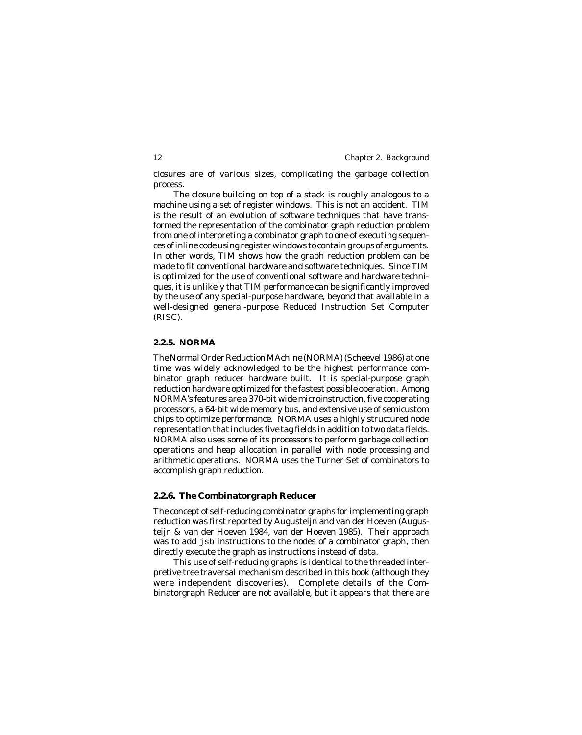closures are of various sizes, complicating the garbage collection process.

The closure building on top of a stack is roughly analogous to a machine using a set of register windows. This is not an accident. TIM is the result of an evolution of software techniques that have transformed the representation of the combinator graph reduction problem from one of interpreting a combinator graph to one of executing sequences of inline code using register windows to contain groups of arguments. In other words, TIM shows how the graph reduction problem can be made to fit conventional hardware and software techniques. Since TIM is optimized for the use of conventional software and hardware techniques, it is unlikely that TIM performance can be significantly improved by the use of any special-purpose hardware, beyond that available in a well-designed general-purpose Reduced Instruction Set Computer (RISC).

### 2.2.5. NORMA

The Normal Order Reduction MAchine (NORMA) (Scheevel 1986) at one time was widely acknowledged to be the highest performance combinator graph reducer hardware built. It is special-purpose graph reduction hardware optimized for the fastest possible operation. Among NORMA's features are a 370-bit wide microinstruction, five cooperating processors, a 64-bit wide memory bus, and extensive use of semicustom chips to optimize performance. NORMA uses a highly structured node representation that includes five tag fields in addition to two data fields. NORMA also uses some of its processors to perform garbage collection operations and heap allocation in parallel with node processing and arithmetic operations. NORMA uses the Turner Set of combinators to accomplish graph reduction.

### 2.2.6. The Combinatorgraph Reducer

The concept of self-reducing combinator graphs for implementing graph reduction was first reported by Augusteijn and van der Hoeven (Augusteijn & van der Hoeven 1984, van der Hoeven 1985). Their approach was to add `jsb` instructions to the nodes of a combinator graph, then directly execute the graph as instructions instead of data.

This use of self-reducing graphs is identical to the threaded interpretive tree traversal mechanism described in this book (although they were independent discoveries). Complete details of the Combinatorgraph Reducer are not available, but it appears that there are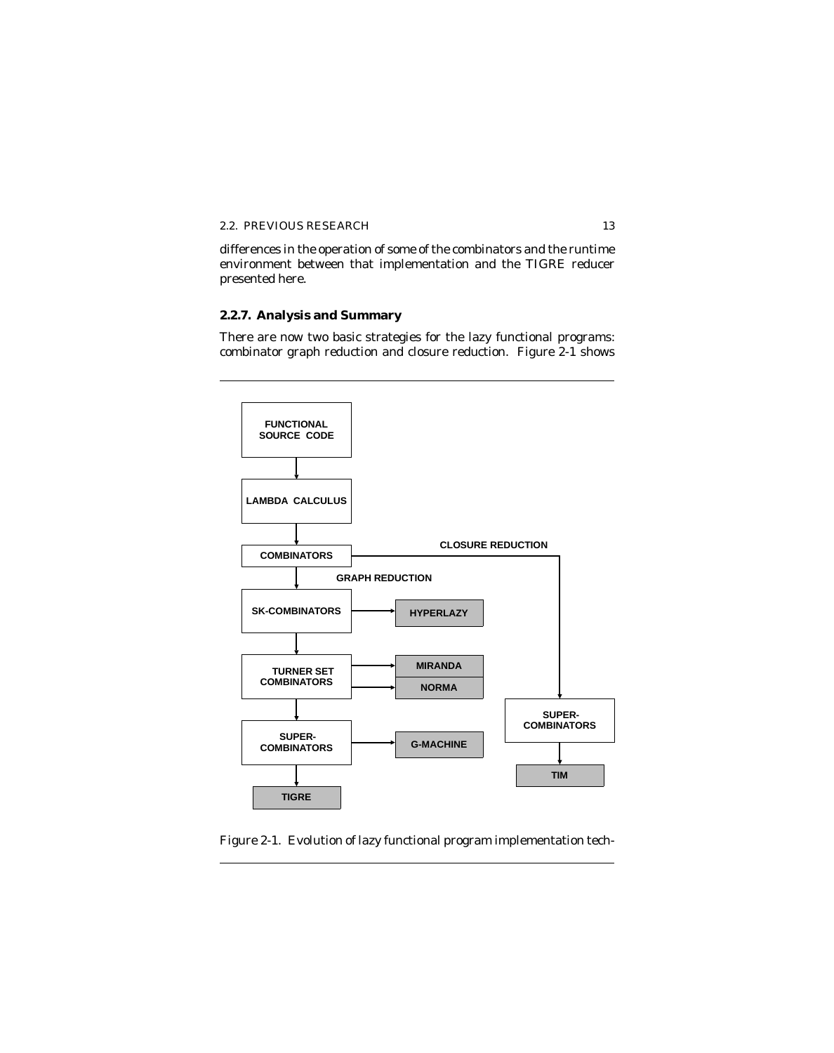differences in the operation of some of the combinators and the runtime environment between that implementation and the TIGRE reducer presented here.

### 2.2.7. Analysis and Summary

There are now two basic strategies for the lazy functional programs: combinator graph reduction and closure reduction. Figure 2-1 shows

Figure 2-1. Evolution of lazy functional program implementation tech-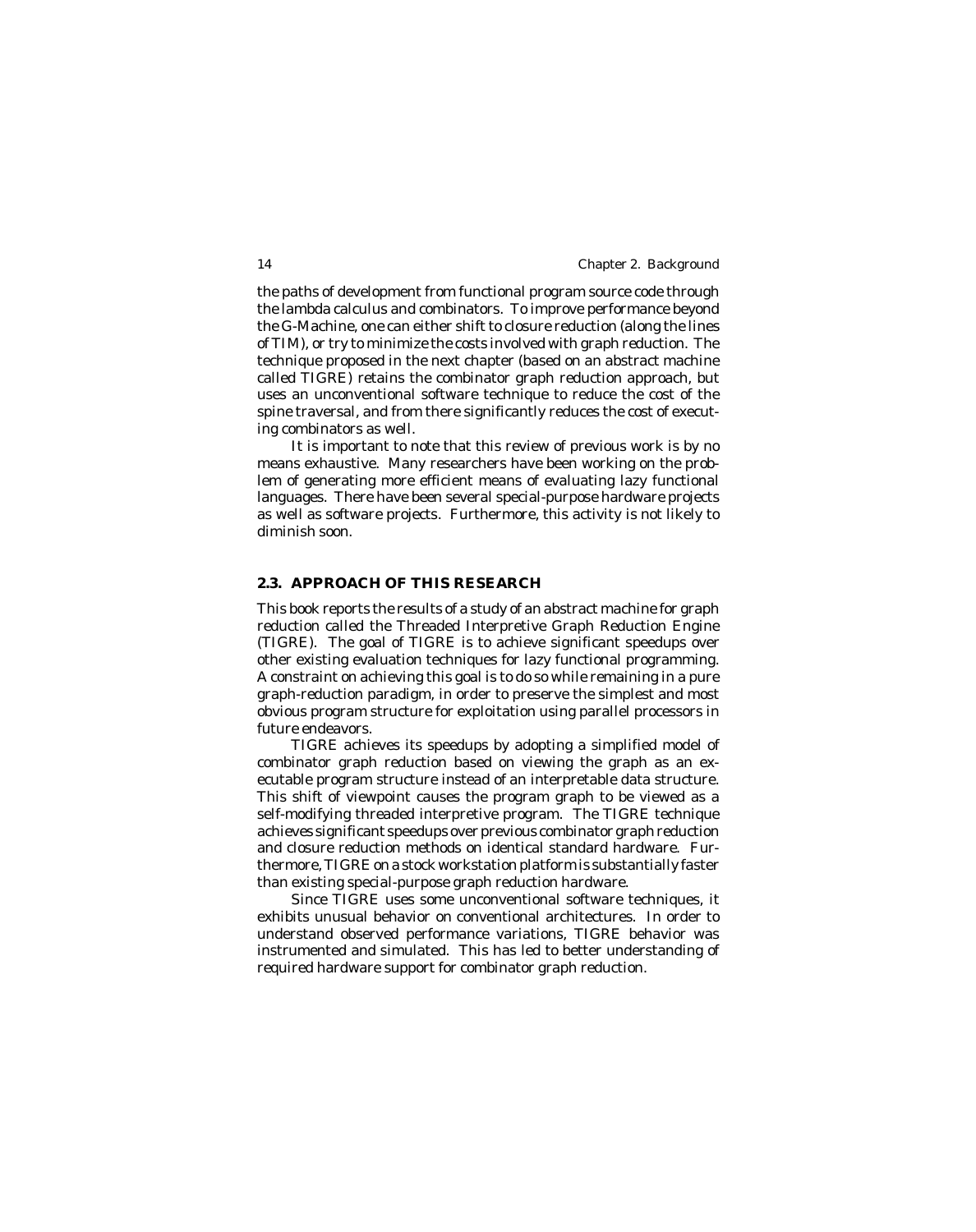the paths of development from functional program source code through the lambda calculus and combinators. To improve performance beyond the G-Machine, one can either shift to closure reduction (along the lines of TIM), or try to minimize the costs involved with graph reduction. The technique proposed in the next chapter (based on an abstract machine called TIGRE) retains the combinator graph reduction approach, but uses an unconventional software technique to reduce the cost of the spine traversal, and from there significantly reduces the cost of executing combinators as well.

It is important to note that this review of previous work is by no means exhaustive. Many researchers have been working on the problem of generating more efficient means of evaluating lazy functional languages. There have been several special-purpose hardware projects as well as software projects. Furthermore, this activity is not likely to diminish soon.

## 2.3. APPROACH OF THIS RESEARCH

This book reports the results of a study of an abstract machine for graph reduction called the Threaded Interpretive Graph Reduction Engine (TIGRE). The goal of TIGRE is to achieve significant speedups over other existing evaluation techniques for lazy functional programming. A constraint on achieving this goal is to do so while remaining in a pure graph-reduction paradigm, in order to preserve the simplest and most obvious program structure for exploitation using parallel processors in future endeavors.

TIGRE achieves its speedups by adopting a simplified model of combinator graph reduction based on viewing the graph as an executable program structure instead of an interpretable data structure. This shift of viewpoint causes the program graph to be viewed as a self-modifying threaded interpretive program. The TIGRE technique achieves significant speedups over previous combinator graph reduction and closure reduction methods on identical standard hardware. Furthermore, TIGRE on a stock workstation platform is substantially faster than existing special-purpose graph reduction hardware.

Since TIGRE uses some unconventional software techniques, it exhibits unusual behavior on conventional architectures. In order to understand observed performance variations, TIGRE behavior was instrumented and simulated. This has led to better understanding of required hardware support for combinator graph reduction.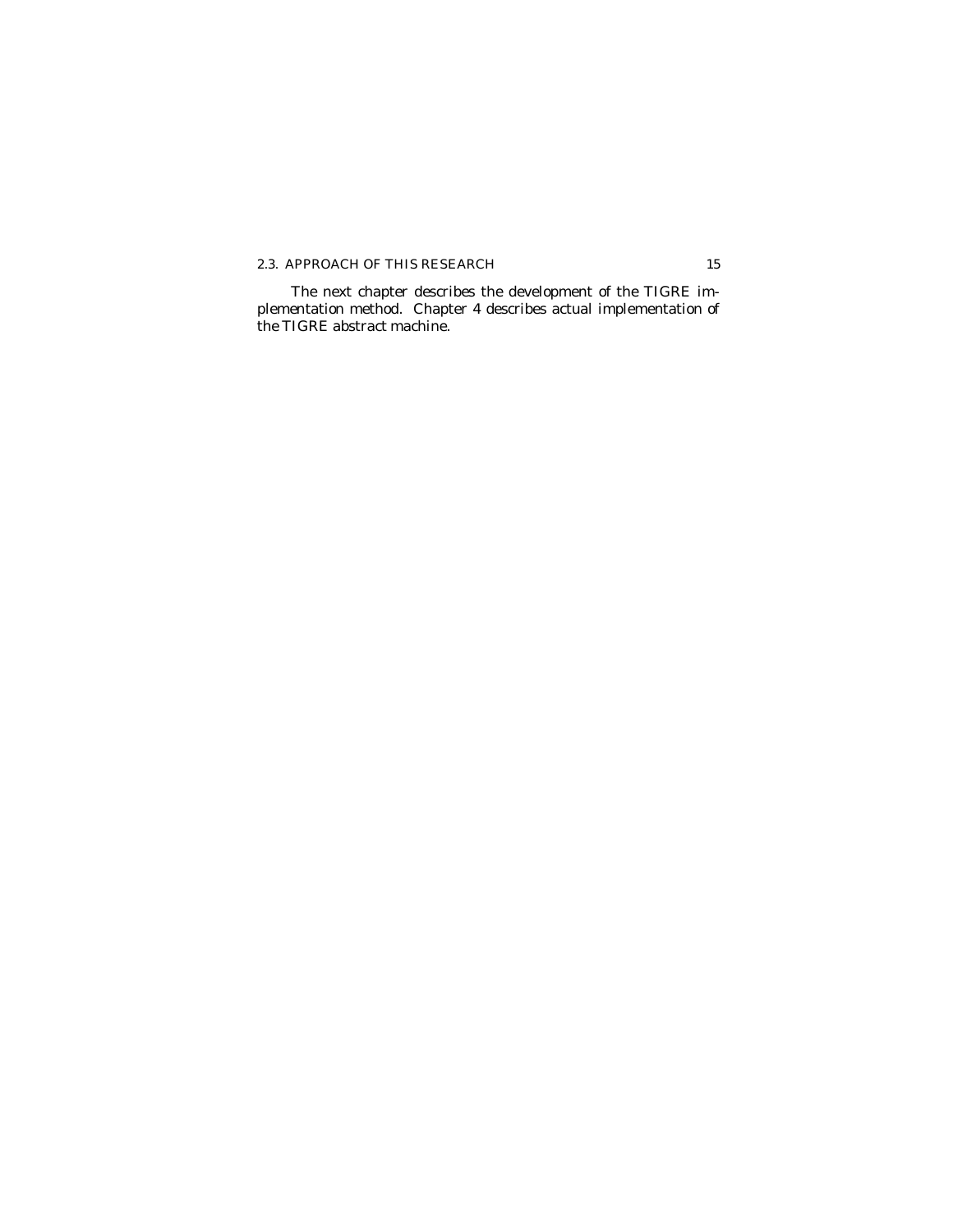The next chapter describes the development of the TIGRE implementation method. Chapter 4 describes actual implementation of the TIGRE abstract machine.